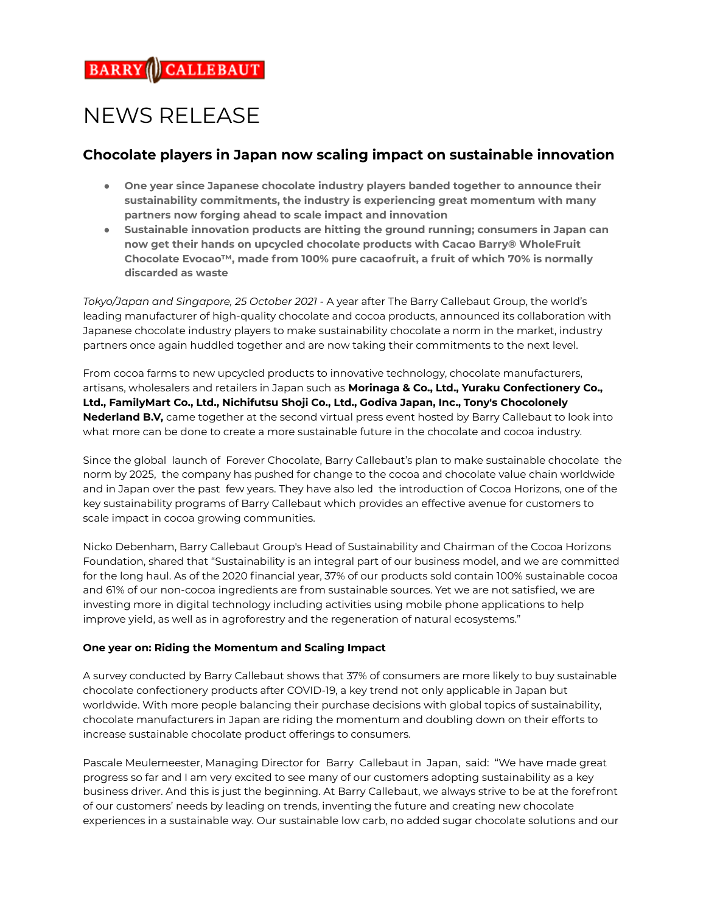BARRY CALLEBAUT

# NEWS RELEASE

## Chocolate players in Japan now scaling impact on sustainable innovation

- **One year since Japanese chocolate industry players banded together to announce their sustainability commitments, the industry is experiencing great momentum with many partners now forging ahead to scale impact and innovation**
- **Sustainable innovation products are hitting the ground running; consumers in Japan can now get their hands on upcycled chocolate products with Cacao Barry® WholeFruit Chocolate Evocao™, made from 100% pure cacaofruit, a fruit of which 70% is normally discarded as waste**

*Tokyo/Japan and Singapore, 25 October 2021* - A year after The Barry Callebaut Group, the world's leading manufacturer of high-quality chocolate and cocoa products, announced its collaboration with Japanese chocolate industry players to make sustainability chocolate a norm in the market, industry partners once again huddled together and are now taking their commitments to the next level.

From cocoa farms to new upcycled products to innovative technology, chocolate manufacturers, artisans, wholesalers and retailers in Japan such as **Morinaga & Co., Ltd., Yuraku Confectionery Co., Ltd., FamilyMart Co., Ltd., Nichifutsu Shoji Co., Ltd., Godiva Japan, Inc., Tony's Chocolonely Nederland B.V,** came together at the second virtual press event hosted by Barry Callebaut to look into what more can be done to create a more sustainable future in the chocolate and cocoa industry.

Since the global launch of Forever Chocolate, Barry Callebaut's plan to make sustainable chocolate the norm by 2025, the company has pushed for change to the cocoa and chocolate value chain worldwide and in Japan over the past few years. They have also led the introduction of Cocoa Horizons, one of the key sustainability programs of Barry Callebaut which provides an effective avenue for customers to scale impact in cocoa growing communities.

Nicko Debenham, Barry Callebaut Group's Head of Sustainability and Chairman of the Cocoa Horizons Foundation, shared that "Sustainability is an integral part of our business model, and we are committed for the long haul. As of the 2020 financial year, 37% of our products sold contain 100% sustainable cocoa and 61% of our non-cocoa ingredients are from sustainable sources. Yet we are not satisfied, we are investing more in digital technology including activities using mobile phone applications to help improve yield, as well as in agroforestry and the regeneration of natural ecosystems."

**One year on: Riding the Momentum and Scaling Impact**

A survey conducted by Barry Callebaut shows that 37% of consumers are more likely to buy sustainable chocolate confectionery products after COVID-19, a key trend not only applicable in Japan but worldwide. With more people balancing their purchase decisions with global topics of sustainability, chocolate manufacturers in Japan are riding the momentum and doubling down on their efforts to increase sustainable chocolate product offerings to consumers.

Pascale Meulemeester, Managing Director for Barry Callebaut in Japan, said: "We have made great progress so far and I am very excited to see many of our customers adopting sustainability as a key business driver. And this is just the beginning. At Barry Callebaut, we always strive to be at the forefront of our customers' needs by leading on trends, inventing the future and creating new chocolate experiences in a sustainable way. Our sustainable low carb, no added sugar chocolate solutions and our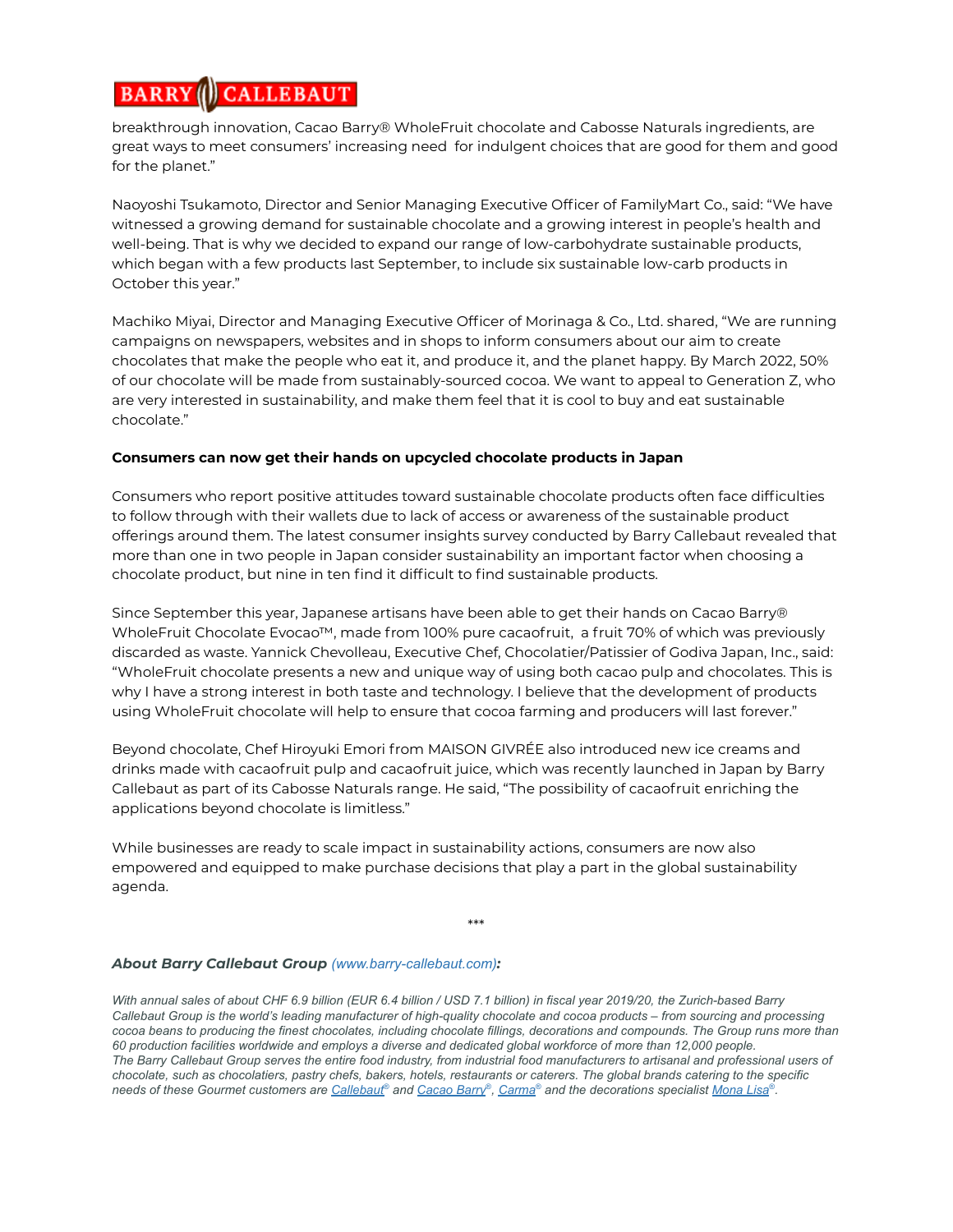breakthrough innovation, Cacao Barry® WholeFruit chocolate and Cabosse Naturals ingredients, are great ways to meet consumers' increasing need for indulgent choices that are good for them and good for the planet."

Naoyoshi Tsukamoto, Director and Senior Managing Executive Officer of FamilyMart Co., said: "We have witnessed a growing demand for sustainable chocolate and a growing interest in people's health and well-being. That is why we decided to expand our range of low-carbohydrate sustainable products, which began with a few products last September, to include six sustainable low-carb products in October this year."

Machiko Miyai, Director and Managing Executive Officer of Morinaga & Co., Ltd. shared, "We are running campaigns on newspapers, websites and in shops to inform consumers about our aim to create chocolates that make the people who eat it, and produce it, and the planet happy. By March 2022, 50% of our chocolate will be made from sustainably-sourced cocoa. We want to appeal to Generation Z, who are very interested in sustainability, and make them feel that it is cool to buy and eat sustainable chocolate."

**Consumers can now get their hands on upcycled chocolate products in Japan**

Consumers who report positive attitudes toward sustainable chocolate products often face difficulties to follow through with their wallets due to lack of access or awareness of the sustainable product offerings around them. The latest consumer insights survey conducted by Barry Callebaut revealed that more than one in two people in Japan consider sustainability an important factor when choosing a chocolate product, but nine in ten find it difficult to find sustainable products.

Since September this year, Japanese artisans have been able to get their hands on Cacao Barry® WholeFruit Chocolate Evocao™, made from 100% pure cacaofruit, a fruit 70% of which was previously discarded as waste. Yannick Chevolleau, Executive Chef, Chocolatier/Patissier of Godiva Japan, Inc., said: "WholeFruit chocolate presents a new and unique way of using both cacao pulp and chocolates. This is why I have a strong interest in both taste and technology. I believe that the development of products using WholeFruit chocolate will help to ensure that cocoa farming and producers will last forever."

Beyond chocolate, Chef Hiroyuki Emori from MAISON GIVRÉE also introduced new ice creams and drinks made with cacaofruit pulp and cacaofruit juice, which was recently launched in Japan by Barry Callebaut as part of its Cabosse Naturals range. He said, "The possibility of cacaofruit enriching the applications beyond chocolate is limitless."

While businesses are ready to scale impact in sustainability actions, consumers are now also empowered and equipped to make purchase decisions that play a part in the global sustainability agenda.

***

***About Barry Callebaut Group** (www.barry-callebaut.com):*

*With annual sales of about CHF 6.9 billion (EUR 6.4 billion / USD 7.1 billion) in fiscal year 2019/20, the Zurich-based Barry Callebaut Group is the world's leading manufacturer of high-quality chocolate and cocoa products – from sourcing and processing cocoa beans to producing the finest chocolates, including chocolate fillings, decorations and compounds. The Group runs more than 60 production facilities worldwide and employs a diverse and dedicated global workforce of more than 12,000 people.*
*The Barry Callebaut Group serves the entire food industry, from industrial food manufacturers to artisanal and professional users of chocolate, such as chocolatiers, pastry chefs, bakers, hotels, restaurants or caterers. The global brands catering to the specific needs of these Gourmet customers are Callebaut® and Cacao Barry®, Carma® and the decorations specialist Mona Lisa®.*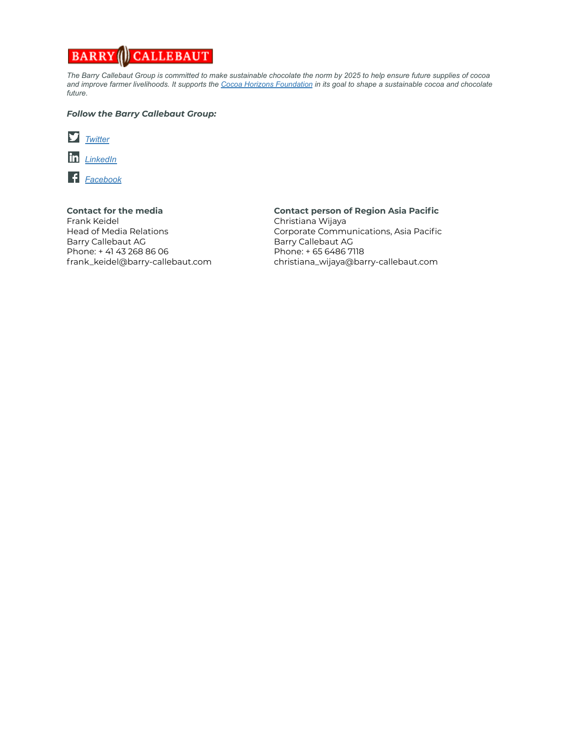BARRY CALLEBAUT

*The Barry Callebaut Group is committed to make sustainable chocolate the norm by 2025 to help ensure future supplies of cocoa and improve farmer livelihoods. It supports the Cocoa Horizons Foundation in its goal to shape a sustainable cocoa and chocolate future.*

***Follow the Barry Callebaut Group:***

*Twitter*

*LinkedIn*

*Facebook*

**Contact for the media**
Frank Keidel
Head of Media Relations
Barry Callebaut AG
Phone: + 41 43 268 86 06
frank_keidel@barry-callebaut.com

**Contact person of Region Asia Pacific**
Christiana Wijaya
Corporate Communications, Asia Pacific
Barry Callebaut AG
Phone: + 65 6486 7118
christiana_wijaya@barry-callebaut.com